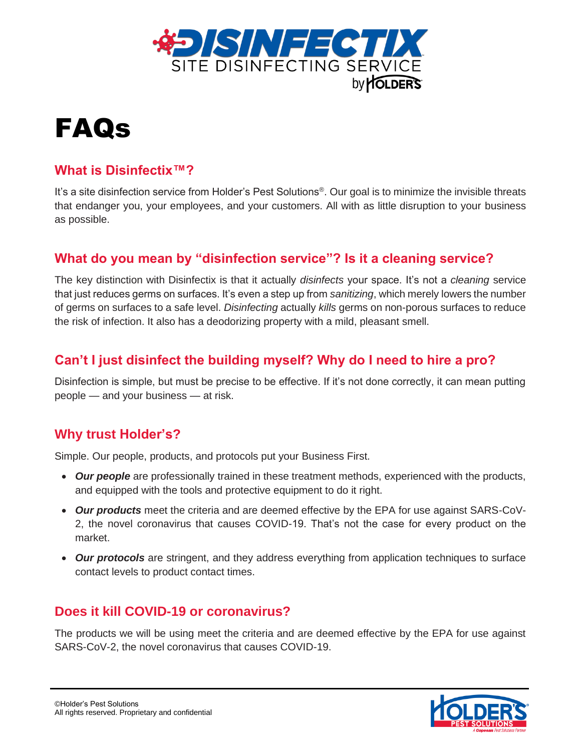**DISINFECTIX**
SITE DISINFECTING SERVICE
by HOLDER'S

# FAQs

## What is Disinfectix™?

It's a site disinfection service from Holder's Pest Solutions®. Our goal is to minimize the invisible threats that endanger you, your employees, and your customers. All with as little disruption to your business as possible.

## What do you mean by "disinfection service"? Is it a cleaning service?

The key distinction with Disinfectix is that it actually *disinfects* your space. It's not a *cleaning* service that just reduces germs on surfaces. It's even a step up from *sanitizing*, which merely lowers the number of germs on surfaces to a safe level. *Disinfecting* actually *kills* germs on non-porous surfaces to reduce the risk of infection. It also has a deodorizing property with a mild, pleasant smell.

## Can't I just disinfect the building myself? Why do I need to hire a pro?

Disinfection is simple, but must be precise to be effective. If it's not done correctly, it can mean putting people — and your business — at risk.

## Why trust Holder's?

Simple. Our people, products, and protocols put your Business First.

- ***Our people*** are professionally trained in these treatment methods, experienced with the products, and equipped with the tools and protective equipment to do it right.
- ***Our products*** meet the criteria and are deemed effective by the EPA for use against SARS-CoV-2, the novel coronavirus that causes COVID-19. That's not the case for every product on the market.
- ***Our protocols*** are stringent, and they address everything from application techniques to surface contact levels to product contact times.

## Does it kill COVID-19 or coronavirus?

The products we will be using meet the criteria and are deemed effective by the EPA for use against SARS-CoV-2, the novel coronavirus that causes COVID-19.

©Holder's Pest Solutions
All rights reserved. Proprietary and confidential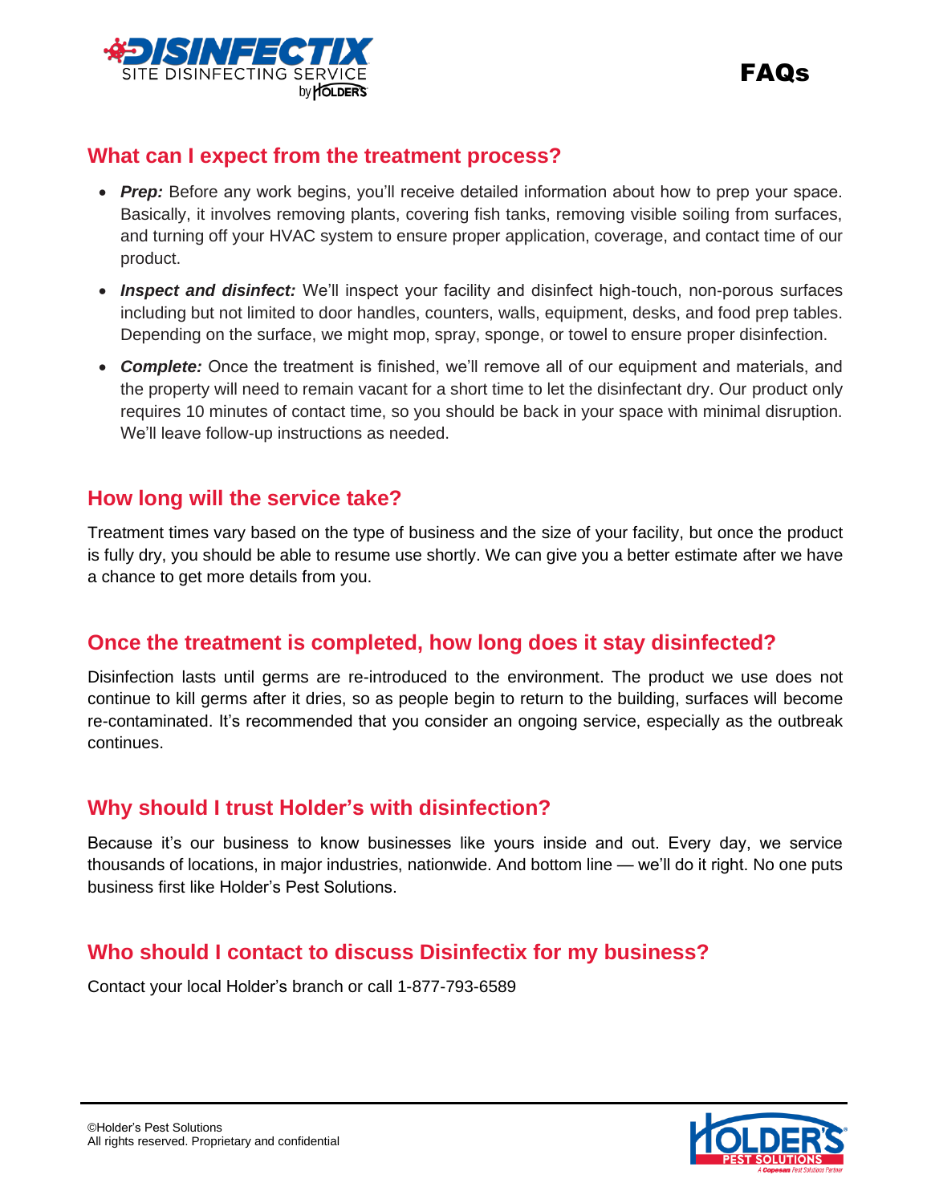# FAQs

## What can I expect from the treatment process?

- ***Prep:*** Before any work begins, you'll receive detailed information about how to prep your space. Basically, it involves removing plants, covering fish tanks, removing visible soiling from surfaces, and turning off your HVAC system to ensure proper application, coverage, and contact time of our product.
- ***Inspect and disinfect:*** We'll inspect your facility and disinfect high-touch, non-porous surfaces including but not limited to door handles, counters, walls, equipment, desks, and food prep tables. Depending on the surface, we might mop, spray, sponge, or towel to ensure proper disinfection.
- ***Complete:*** Once the treatment is finished, we'll remove all of our equipment and materials, and the property will need to remain vacant for a short time to let the disinfectant dry. Our product only requires 10 minutes of contact time, so you should be back in your space with minimal disruption. We'll leave follow-up instructions as needed.

## How long will the service take?

Treatment times vary based on the type of business and the size of your facility, but once the product is fully dry, you should be able to resume use shortly. We can give you a better estimate after we have a chance to get more details from you.

## Once the treatment is completed, how long does it stay disinfected?

Disinfection lasts until germs are re-introduced to the environment. The product we use does not continue to kill germs after it dries, so as people begin to return to the building, surfaces will become re-contaminated. It's recommended that you consider an ongoing service, especially as the outbreak continues.

## Why should I trust Holder's with disinfection?

Because it's our business to know businesses like yours inside and out. Every day, we service thousands of locations, in major industries, nationwide. And bottom line — we'll do it right. No one puts business first like Holder's Pest Solutions.

## Who should I contact to discuss Disinfectix for my business?

Contact your local Holder's branch or call 1-877-793-6589

©Holder's Pest Solutions
All rights reserved. Proprietary and confidential